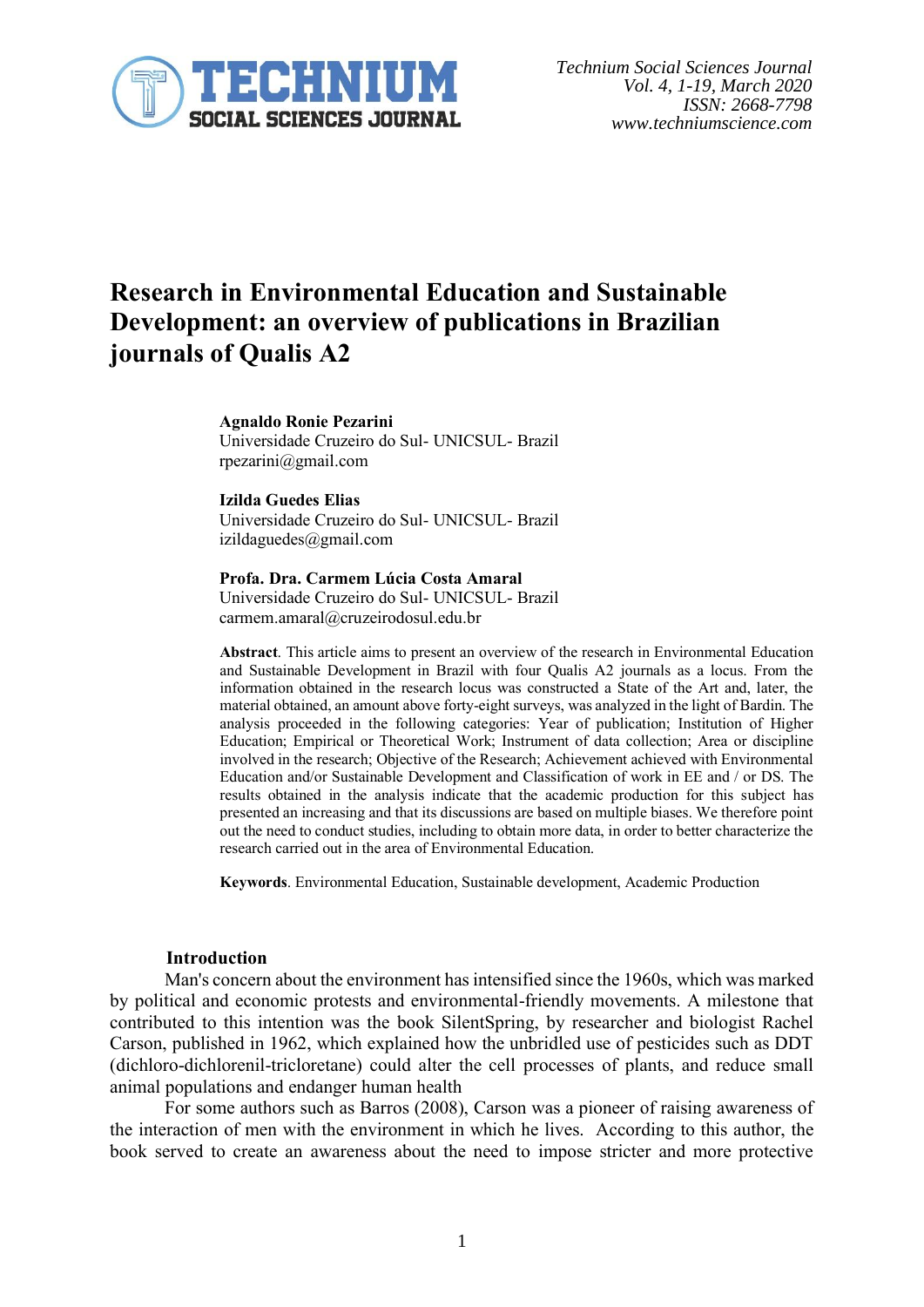# Research in Environmental Education and Sustainable Development: an overview of publications in Brazilian journals of Qualis A2

**Agnaldo Ronie Pezarini**
Universidade Cruzeiro do Sul- UNICSUL- Brazil
rpezarini@gmail.com

**Izilda Guedes Elias**
Universidade Cruzeiro do Sul- UNICSUL- Brazil
izildaguedes@gmail.com

**Profa. Dra. Carmem Lúcia Costa Amaral**
Universidade Cruzeiro do Sul- UNICSUL- Brazil
carmem.amaral@cruzeirodosul.edu.br

**Abstract**. This article aims to present an overview of the research in Environmental Education and Sustainable Development in Brazil with four Qualis A2 journals as a locus. From the information obtained in the research locus was constructed a State of the Art and, later, the material obtained, an amount above forty-eight surveys, was analyzed in the light of Bardin. The analysis proceeded in the following categories: Year of publication; Institution of Higher Education; Empirical or Theoretical Work; Instrument of data collection; Area or discipline involved in the research; Objective of the Research; Achievement achieved with Environmental Education and/or Sustainable Development and Classification of work in EE and / or DS. The results obtained in the analysis indicate that the academic production for this subject has presented an increasing and that its discussions are based on multiple biases. We therefore point out the need to conduct studies, including to obtain more data, in order to better characterize the research carried out in the area of Environmental Education.

**Keywords**. Environmental Education, Sustainable development, Academic Production

## Introduction

Man's concern about the environment has intensified since the 1960s, which was marked by political and economic protests and environmental-friendly movements. A milestone that contributed to this intention was the book SilentSpring, by researcher and biologist Rachel Carson, published in 1962, which explained how the unbridled use of pesticides such as DDT (dichloro-dichlorenil-tricloretane) could alter the cell processes of plants, and reduce small animal populations and endanger human health

For some authors such as Barros (2008), Carson was a pioneer of raising awareness of the interaction of men with the environment in which he lives. According to this author, the book served to create an awareness about the need to impose stricter and more protective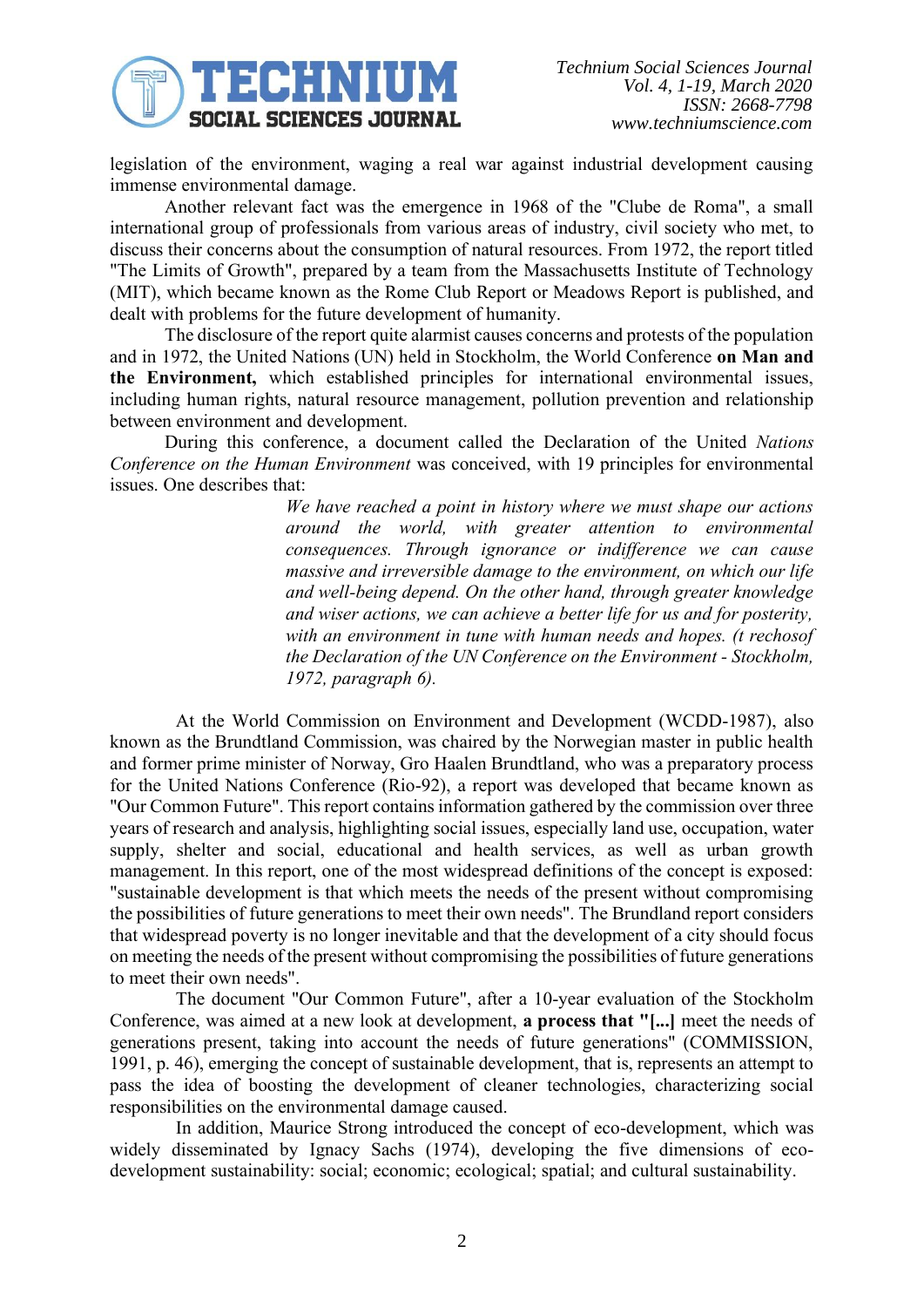legislation of the environment, waging a real war against industrial development causing immense environmental damage.

Another relevant fact was the emergence in 1968 of the "Clube de Roma", a small international group of professionals from various areas of industry, civil society who met, to discuss their concerns about the consumption of natural resources. From 1972, the report titled "The Limits of Growth", prepared by a team from the Massachusetts Institute of Technology (MIT), which became known as the Rome Club Report or Meadows Report is published, and dealt with problems for the future development of humanity.

The disclosure of the report quite alarmist causes concerns and protests of the population and in 1972, the United Nations (UN) held in Stockholm, the World Conference **on Man and the Environment,** which established principles for international environmental issues, including human rights, natural resource management, pollution prevention and relationship between environment and development.

During this conference, a document called the Declaration of the United *Nations Conference on the Human Environment* was conceived, with 19 principles for environmental issues. One describes that:

> *We have reached a point in history where we must shape our actions around the world, with greater attention to environmental consequences. Through ignorance or indifference we can cause massive and irreversible damage to the environment, on which our life and well-being depend. On the other hand, through greater knowledge and wiser actions, we can achieve a better life for us and for posterity, with an environment in tune with human needs and hopes. (t rechosof the Declaration of the UN Conference on the Environment - Stockholm, 1972, paragraph 6).*

At the World Commission on Environment and Development (WCDD-1987), also known as the Brundtland Commission, was chaired by the Norwegian master in public health and former prime minister of Norway, Gro Haalen Brundtland, who was a preparatory process for the United Nations Conference (Rio-92), a report was developed that became known as "Our Common Future". This report contains information gathered by the commission over three years of research and analysis, highlighting social issues, especially land use, occupation, water supply, shelter and social, educational and health services, as well as urban growth management. In this report, one of the most widespread definitions of the concept is exposed: "sustainable development is that which meets the needs of the present without compromising the possibilities of future generations to meet their own needs". The Brundland report considers that widespread poverty is no longer inevitable and that the development of a city should focus on meeting the needs of the present without compromising the possibilities of future generations to meet their own needs".

The document "Our Common Future", after a 10-year evaluation of the Stockholm Conference, was aimed at a new look at development, **a process that "[...]** meet the needs of generations present, taking into account the needs of future generations" (COMMISSION, 1991, p. 46), emerging the concept of sustainable development, that is, represents an attempt to pass the idea of boosting the development of cleaner technologies, characterizing social responsibilities on the environmental damage caused.

In addition, Maurice Strong introduced the concept of eco-development, which was widely disseminated by Ignacy Sachs (1974), developing the five dimensions of eco-development sustainability: social; economic; ecological; spatial; and cultural sustainability.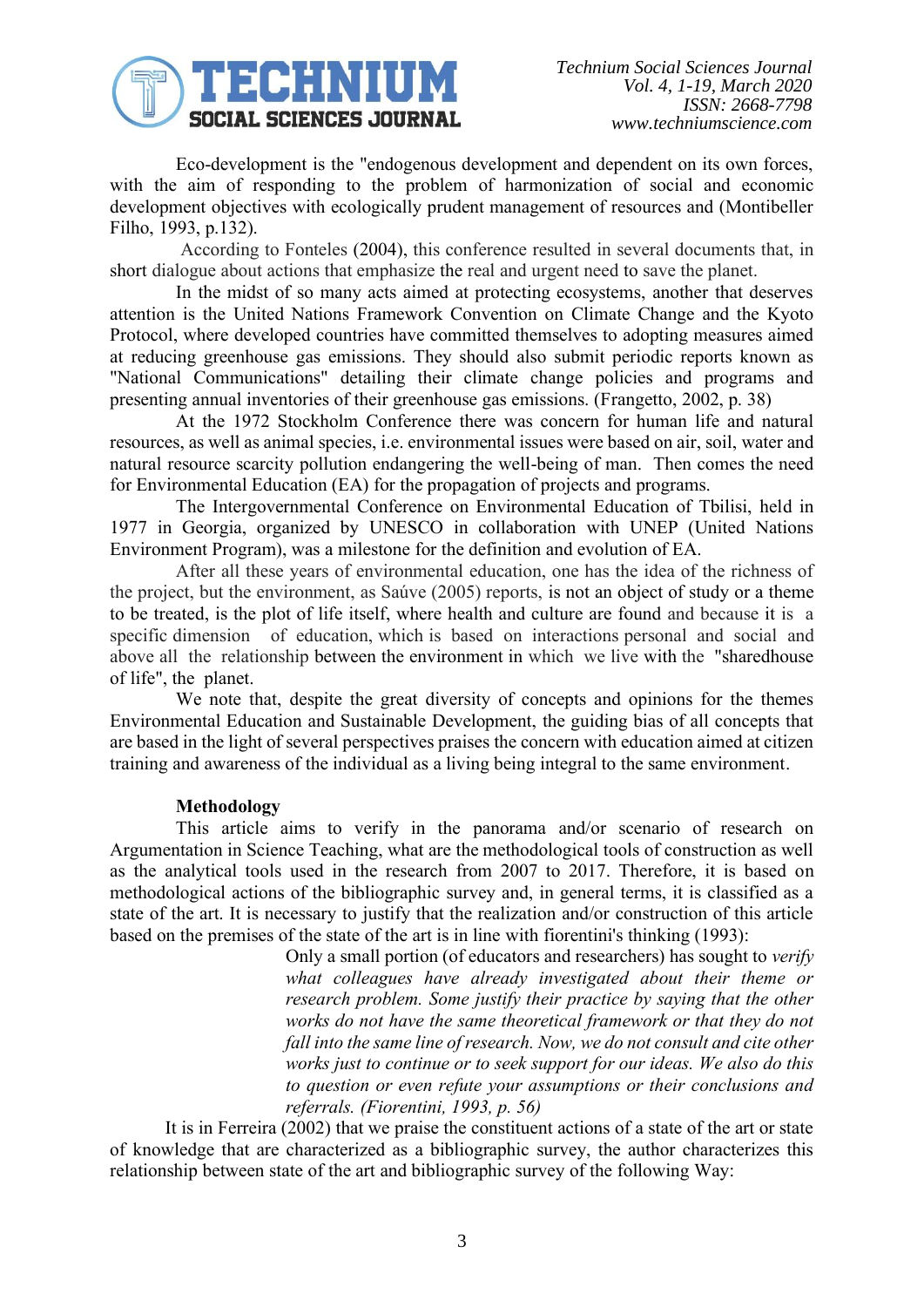Eco-development is the "endogenous development and dependent on its own forces, with the aim of responding to the problem of harmonization of social and economic development objectives with ecologically prudent management of resources and (Montibeller Filho, 1993, p.132).

According to Fonteles (2004), this conference resulted in several documents that, in short dialogue about actions that emphasize the real and urgent need to save the planet.

In the midst of so many acts aimed at protecting ecosystems, another that deserves attention is the United Nations Framework Convention on Climate Change and the Kyoto Protocol, where developed countries have committed themselves to adopting measures aimed at reducing greenhouse gas emissions. They should also submit periodic reports known as "National Communications" detailing their climate change policies and programs and presenting annual inventories of their greenhouse gas emissions. (Frangetto, 2002, p. 38)

At the 1972 Stockholm Conference there was concern for human life and natural resources, as well as animal species, i.e. environmental issues were based on air, soil, water and natural resource scarcity pollution endangering the well-being of man. Then comes the need for Environmental Education (EA) for the propagation of projects and programs.

The Intergovernmental Conference on Environmental Education of Tbilisi, held in 1977 in Georgia, organized by UNESCO in collaboration with UNEP (United Nations Environment Program), was a milestone for the definition and evolution of EA.

After all these years of environmental education, one has the idea of the richness of the project, but the environment, as Saúve (2005) reports, is not an object of study or a theme to be treated, is the plot of life itself, where health and culture are found and because it is a specific dimension of education, which is based on interactions personal and social and above all the relationship between the environment in which we live with the "sharedhouse of life", the planet.

We note that, despite the great diversity of concepts and opinions for the themes Environmental Education and Sustainable Development, the guiding bias of all concepts that are based in the light of several perspectives praises the concern with education aimed at citizen training and awareness of the individual as a living being integral to the same environment.

**Methodology**

This article aims to verify in the panorama and/or scenario of research on Argumentation in Science Teaching, what are the methodological tools of construction as well as the analytical tools used in the research from 2007 to 2017. Therefore, it is based on methodological actions of the bibliographic survey and, in general terms, it is classified as a state of the art. It is necessary to justify that the realization and/or construction of this article based on the premises of the state of the art is in line with fiorentini's thinking (1993):

> Only a small portion (of educators and researchers) has sought to *verify what colleagues have already investigated about their theme or research problem. Some justify their practice by saying that the other works do not have the same theoretical framework or that they do not fall into the same line of research. Now, we do not consult and cite other works just to continue or to seek support for our ideas. We also do this to question or even refute your assumptions or their conclusions and referrals. (Fiorentini, 1993, p. 56)*

It is in Ferreira (2002) that we praise the constituent actions of a state of the art or state of knowledge that are characterized as a bibliographic survey, the author characterizes this relationship between state of the art and bibliographic survey of the following Way: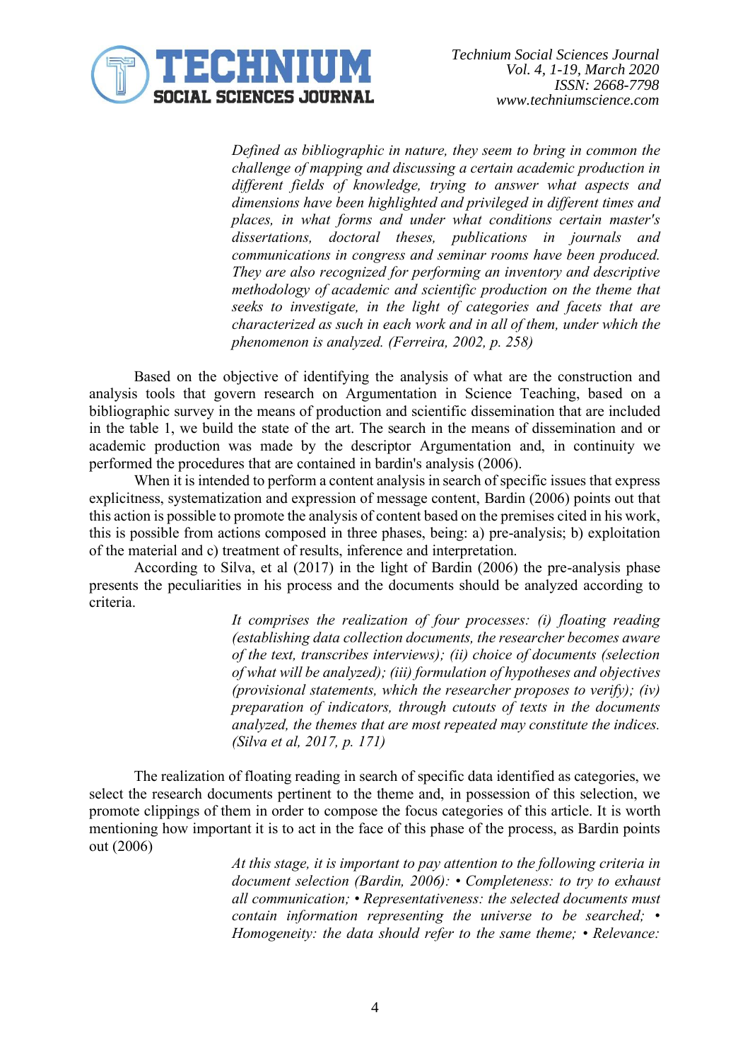> *Defined as bibliographic in nature, they seem to bring in common the challenge of mapping and discussing a certain academic production in different fields of knowledge, trying to answer what aspects and dimensions have been highlighted and privileged in different times and places, in what forms and under what conditions certain master's dissertations, doctoral theses, publications in journals and communications in congress and seminar rooms have been produced. They are also recognized for performing an inventory and descriptive methodology of academic and scientific production on the theme that seeks to investigate, in the light of categories and facets that are characterized as such in each work and in all of them, under which the phenomenon is analyzed. (Ferreira, 2002, p. 258)*

Based on the objective of identifying the analysis of what are the construction and analysis tools that govern research on Argumentation in Science Teaching, based on a bibliographic survey in the means of production and scientific dissemination that are included in the table 1, we build the state of the art. The search in the means of dissemination and or academic production was made by the descriptor Argumentation and, in continuity we performed the procedures that are contained in bardin's analysis (2006).

When it is intended to perform a content analysis in search of specific issues that express explicitness, systematization and expression of message content, Bardin (2006) points out that this action is possible to promote the analysis of content based on the premises cited in his work, this is possible from actions composed in three phases, being: a) pre-analysis; b) exploitation of the material and c) treatment of results, inference and interpretation.

According to Silva, et al (2017) in the light of Bardin (2006) the pre-analysis phase presents the peculiarities in his process and the documents should be analyzed according to criteria.

> *It comprises the realization of four processes: (i) floating reading (establishing data collection documents, the researcher becomes aware of the text, transcribes interviews); (ii) choice of documents (selection of what will be analyzed); (iii) formulation of hypotheses and objectives (provisional statements, which the researcher proposes to verify); (iv) preparation of indicators, through cutouts of texts in the documents analyzed, the themes that are most repeated may constitute the indices. (Silva et al, 2017, p. 171)*

The realization of floating reading in search of specific data identified as categories, we select the research documents pertinent to the theme and, in possession of this selection, we promote clippings of them in order to compose the focus categories of this article. It is worth mentioning how important it is to act in the face of this phase of the process, as Bardin points out (2006)

> *At this stage, it is important to pay attention to the following criteria in document selection (Bardin, 2006): • Completeness: to try to exhaust all communication; • Representativeness: the selected documents must contain information representing the universe to be searched; • Homogeneity: the data should refer to the same theme; • Relevance:*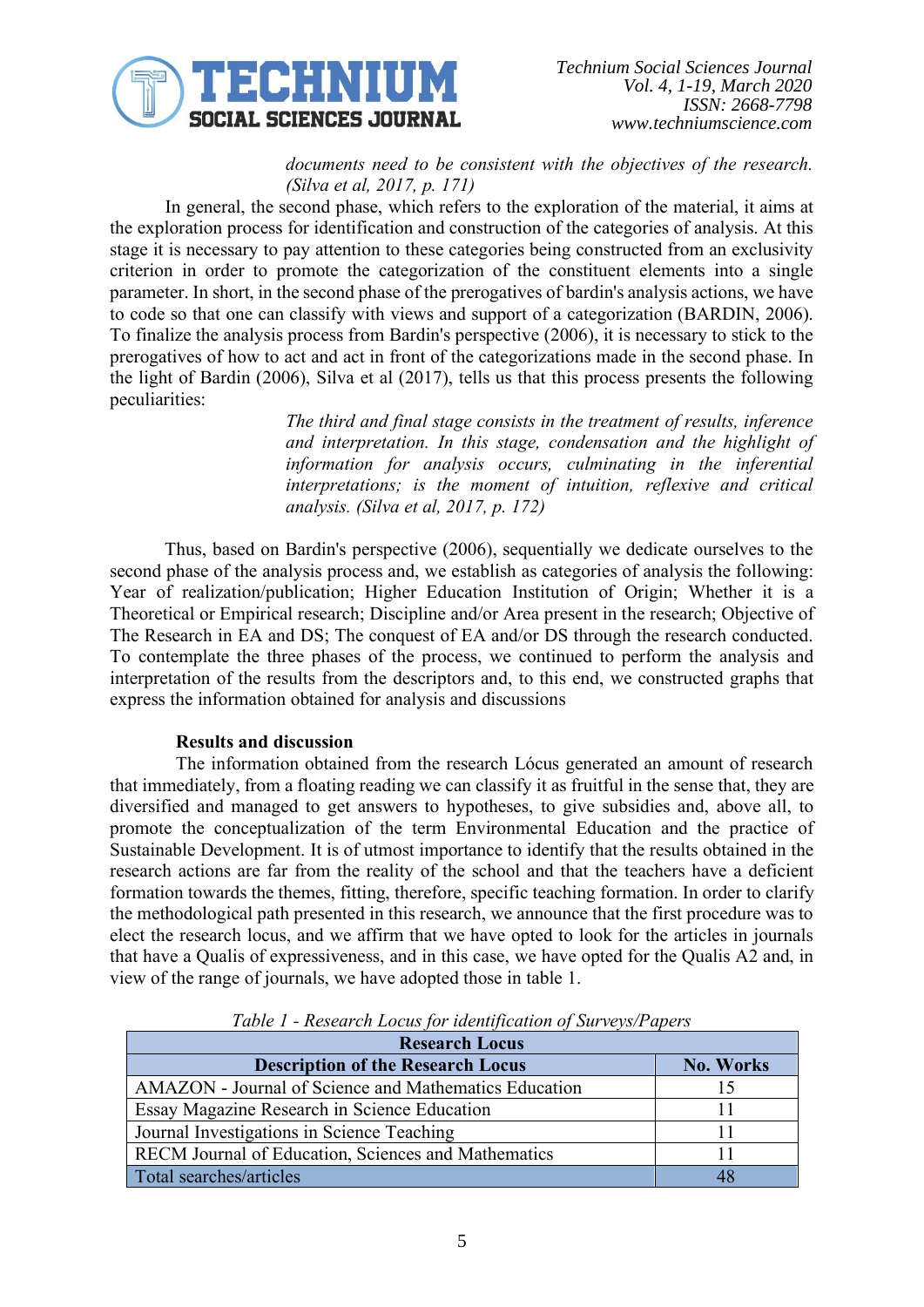> *documents need to be consistent with the objectives of the research. (Silva et al, 2017, p. 171)*

In general, the second phase, which refers to the exploration of the material, it aims at the exploration process for identification and construction of the categories of analysis. At this stage it is necessary to pay attention to these categories being constructed from an exclusivity criterion in order to promote the categorization of the constituent elements into a single parameter. In short, in the second phase of the prerogatives of bardin's analysis actions, we have to code so that one can classify with views and support of a categorization (BARDIN, 2006). To finalize the analysis process from Bardin's perspective (2006), it is necessary to stick to the prerogatives of how to act and act in front of the categorizations made in the second phase. In the light of Bardin (2006), Silva et al (2017), tells us that this process presents the following peculiarities:

> *The third and final stage consists in the treatment of results, inference and interpretation. In this stage, condensation and the highlight of information for analysis occurs, culminating in the inferential interpretations; is the moment of intuition, reflexive and critical analysis. (Silva et al, 2017, p. 172)*

Thus, based on Bardin's perspective (2006), sequentially we dedicate ourselves to the second phase of the analysis process and, we establish as categories of analysis the following: Year of realization/publication; Higher Education Institution of Origin; Whether it is a Theoretical or Empirical research; Discipline and/or Area present in the research; Objective of The Research in EA and DS; The conquest of EA and/or DS through the research conducted. To contemplate the three phases of the process, we continued to perform the analysis and interpretation of the results from the descriptors and, to this end, we constructed graphs that express the information obtained for analysis and discussions

## Results and discussion

The information obtained from the research Lócus generated an amount of research that immediately, from a floating reading we can classify it as fruitful in the sense that, they are diversified and managed to get answers to hypotheses, to give subsidies and, above all, to promote the conceptualization of the term Environmental Education and the practice of Sustainable Development. It is of utmost importance to identify that the results obtained in the research actions are far from the reality of the school and that the teachers have a deficient formation towards the themes, fitting, therefore, specific teaching formation. In order to clarify the methodological path presented in this research, we announce that the first procedure was to elect the research locus, and we affirm that we have opted to look for the articles in journals that have a Qualis of expressiveness, and in this case, we have opted for the Qualis A2 and, in view of the range of journals, we have adopted those in table 1.

*Table 1 - Research Locus for identification of Surveys/Papers*

| **Research Locus** | |
|---|---|
| **Description of the Research Locus** | **No. Works** |
| AMAZON - Journal of Science and Mathematics Education | 15 |
| Essay Magazine Research in Science Education | 11 |
| Journal Investigations in Science Teaching | 11 |
| RECM Journal of Education, Sciences and Mathematics | 11 |
| Total searches/articles | 48 |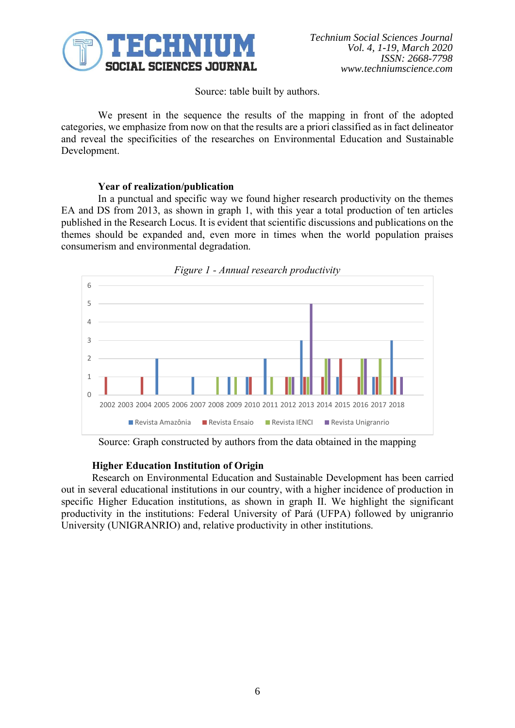Source: table built by authors.

We present in the sequence the results of the mapping in front of the adopted categories, we emphasize from now on that the results are a priori classified as in fact delineator and reveal the specificities of the researches on Environmental Education and Sustainable Development.

**Year of realization/publication**

In a punctual and specific way we found higher research productivity on the themes EA and DS from 2013, as shown in graph 1, with this year a total production of ten articles published in the Research Locus. It is evident that scientific discussions and publications on the themes should be expanded and, even more in times when the world population praises consumerism and environmental degradation.

*Figure 1 - Annual research productivity*

Source: Graph constructed by authors from the data obtained in the mapping

**Higher Education Institution of Origin**

Research on Environmental Education and Sustainable Development has been carried out in several educational institutions in our country, with a higher incidence of production in specific Higher Education institutions, as shown in graph II. We highlight the significant productivity in the institutions: Federal University of Pará (UFPA) followed by unigranrio University (UNIGRANRIO) and, relative productivity in other institutions.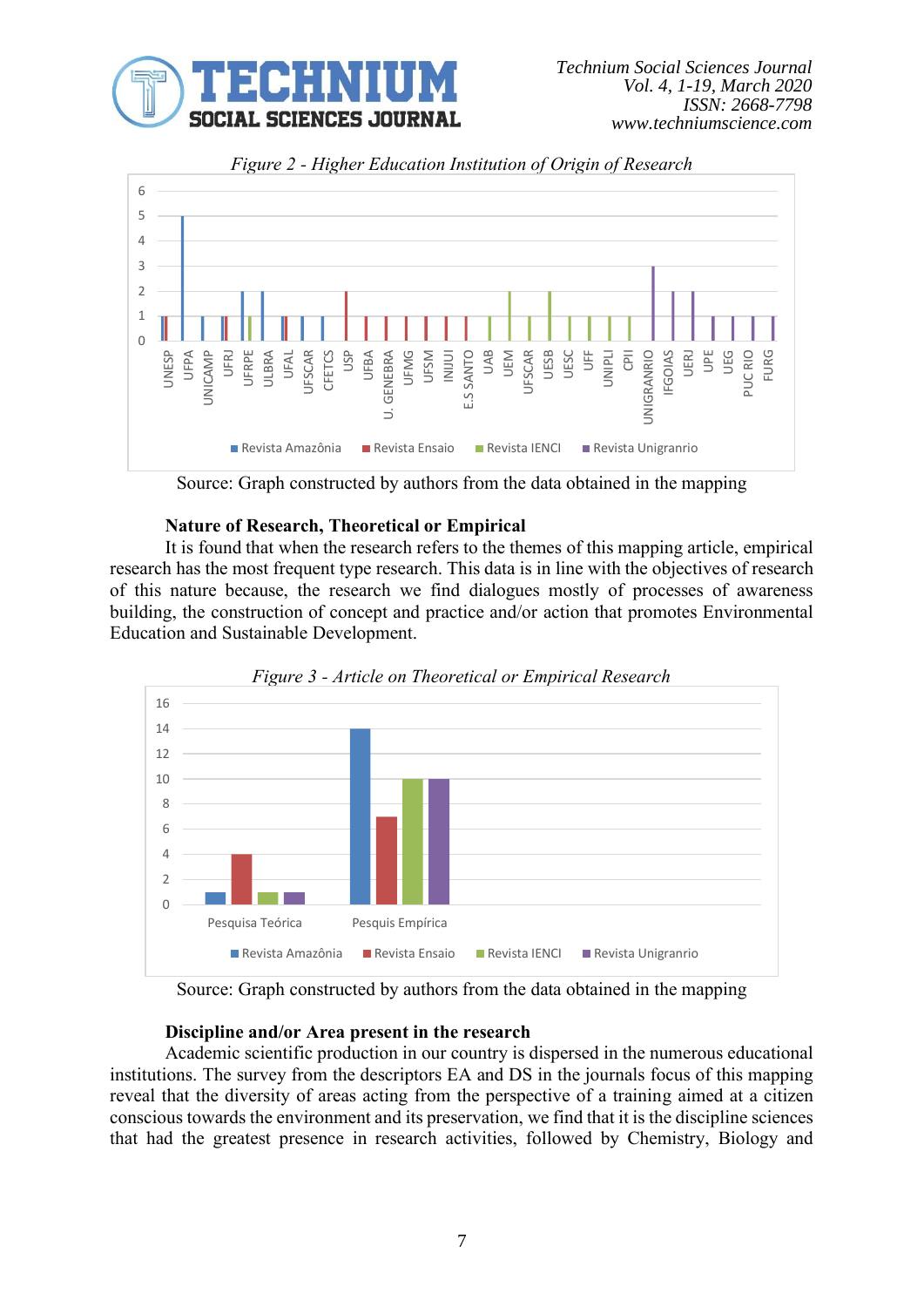*Figure 2 - Higher Education Institution of Origin of Research*

Source: Graph constructed by authors from the data obtained in the mapping

**Nature of Research, Theoretical or Empirical**

It is found that when the research refers to the themes of this mapping article, empirical research has the most frequent type research. This data is in line with the objectives of research of this nature because, the research we find dialogues mostly of processes of awareness building, the construction of concept and practice and/or action that promotes Environmental Education and Sustainable Development.

*Figure 3 - Article on Theoretical or Empirical Research*

Source: Graph constructed by authors from the data obtained in the mapping

**Discipline and/or Area present in the research**

Academic scientific production in our country is dispersed in the numerous educational institutions. The survey from the descriptors EA and DS in the journals focus of this mapping reveal that the diversity of areas acting from the perspective of a training aimed at a citizen conscious towards the environment and its preservation, we find that it is the discipline sciences that had the greatest presence in research activities, followed by Chemistry, Biology and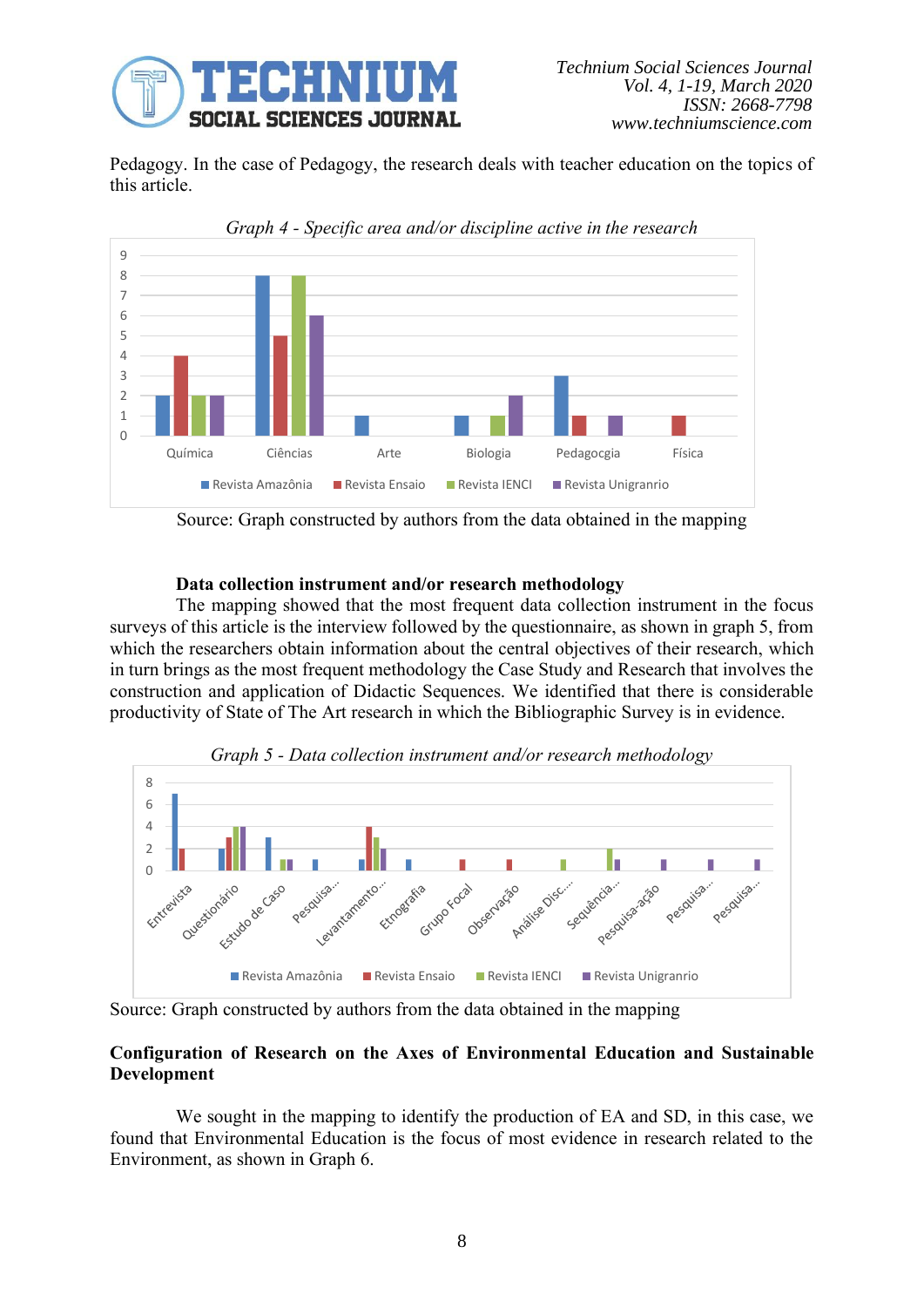Pedagogy. In the case of Pedagogy, the research deals with teacher education on the topics of this article.

*Graph 4 - Specific area and/or discipline active in the research*

Source: Graph constructed by authors from the data obtained in the mapping

**Data collection instrument and/or research methodology**

The mapping showed that the most frequent data collection instrument in the focus surveys of this article is the interview followed by the questionnaire, as shown in graph 5, from which the researchers obtain information about the central objectives of their research, which in turn brings as the most frequent methodology the Case Study and Research that involves the construction and application of Didactic Sequences. We identified that there is considerable productivity of State of The Art research in which the Bibliographic Survey is in evidence.

*Graph 5 - Data collection instrument and/or research methodology*

Source: Graph constructed by authors from the data obtained in the mapping

**Configuration of Research on the Axes of Environmental Education and Sustainable Development**

We sought in the mapping to identify the production of EA and SD, in this case, we found that Environmental Education is the focus of most evidence in research related to the Environment, as shown in Graph 6.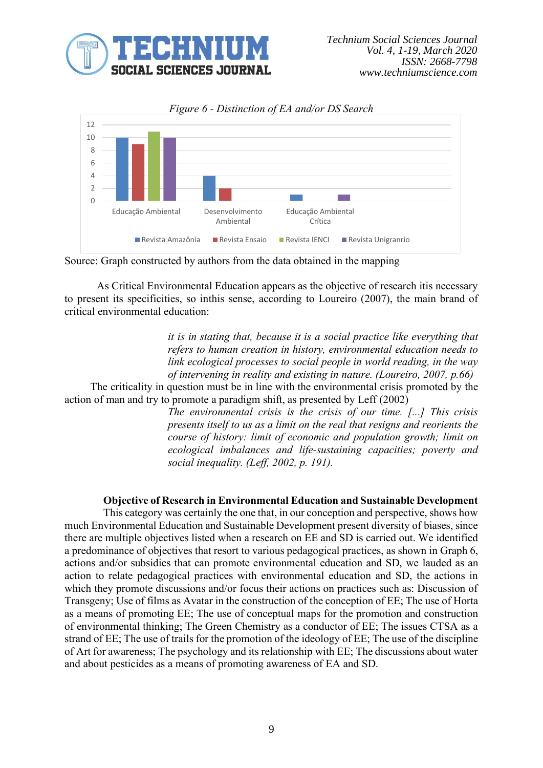*Figure 6 - Distinction of EA and/or DS Search*

Source: Graph constructed by authors from the data obtained in the mapping

As Critical Environmental Education appears as the objective of research itis necessary to present its specificities, so inthis sense, according to Loureiro (2007), the main brand of critical environmental education:

> *it is in stating that, because it is a social practice like everything that refers to human creation in history, environmental education needs to link ecological processes to social people in world reading, in the way of intervening in reality and existing in nature. (Loureiro, 2007, p.66)*

The criticality in question must be in line with the environmental crisis promoted by the action of man and try to promote a paradigm shift, as presented by Leff (2002)

> *The environmental crisis is the crisis of our time. [...] This crisis presents itself to us as a limit on the real that resigns and reorients the course of history: limit of economic and population growth; limit on ecological imbalances and life-sustaining capacities; poverty and social inequality. (Leff, 2002, p. 191).*

**Objective of Research in Environmental Education and Sustainable Development**

This category was certainly the one that, in our conception and perspective, shows how much Environmental Education and Sustainable Development present diversity of biases, since there are multiple objectives listed when a research on EE and SD is carried out. We identified a predominance of objectives that resort to various pedagogical practices, as shown in Graph 6, actions and/or subsidies that can promote environmental education and SD, we lauded as an action to relate pedagogical practices with environmental education and SD, the actions in which they promote discussions and/or focus their actions on practices such as: Discussion of Transgeny; Use of films as Avatar in the construction of the conception of EE; The use of Horta as a means of promoting EE; The use of conceptual maps for the promotion and construction of environmental thinking; The Green Chemistry as a conductor of EE; The issues CTSA as a strand of EE; The use of trails for the promotion of the ideology of EE; The use of the discipline of Art for awareness; The psychology and its relationship with EE; The discussions about water and about pesticides as a means of promoting awareness of EA and SD.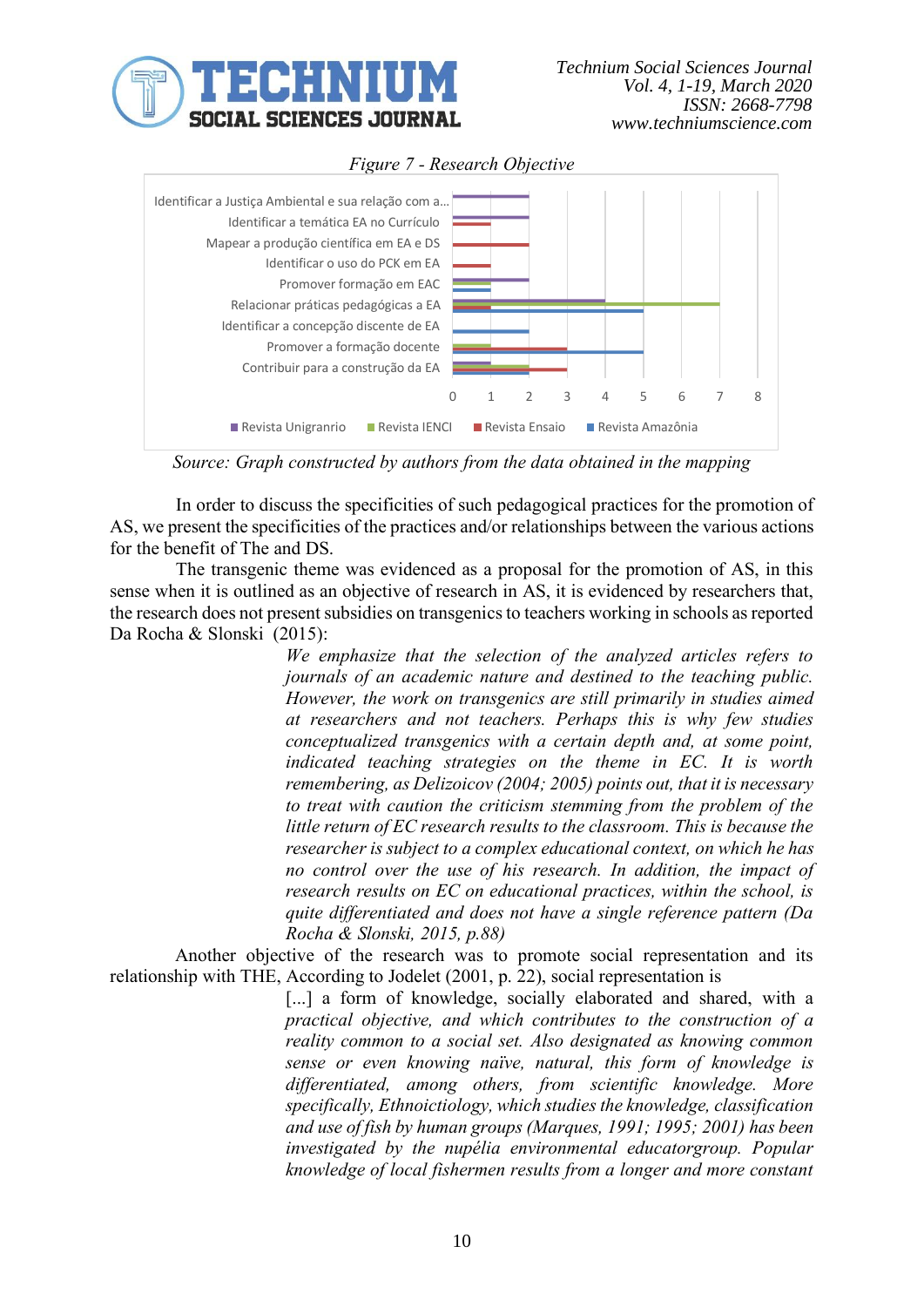*Figure 7 - Research Objective*

| | Revista Unigranrio | Revista IENCI | Revista Ensaio | Revista Amazônia |
|---|---|---|---|---|
| Identificar a Justiça Ambiental e sua relação com a... | 2 | | | |
| Identificar a temática EA no Currículo | 2 | | 1 | |
| Mapear a produção científica em EA e DS | | | 2 | |
| Identificar o uso do PCK em EA | | | 1 | |
| Promover formação em EAC | 2 | 1 | | 1 |
| Relacionar práticas pedagógicas a EA | 4 | 7 | 1 | 5 |
| Identificar a concepção discente de EA | | | | 2 |
| Promover a formação docente | | 1 | 3 | 5 |
| Contribuir para a construção da EA | 1 | 2 | 3 | 2 |

*Source: Graph constructed by authors from the data obtained in the mapping*

In order to discuss the specificities of such pedagogical practices for the promotion of AS, we present the specificities of the practices and/or relationships between the various actions for the benefit of The and DS.

The transgenic theme was evidenced as a proposal for the promotion of AS, in this sense when it is outlined as an objective of research in AS, it is evidenced by researchers that, the research does not present subsidies on transgenics to teachers working in schools as reported Da Rocha & Slonski (2015):

> *We emphasize that the selection of the analyzed articles refers to journals of an academic nature and destined to the teaching public. However, the work on transgenics are still primarily in studies aimed at researchers and not teachers. Perhaps this is why few studies conceptualized transgenics with a certain depth and, at some point, indicated teaching strategies on the theme in EC. It is worth remembering, as Delizoicov (2004; 2005) points out, that it is necessary to treat with caution the criticism stemming from the problem of the little return of EC research results to the classroom. This is because the researcher is subject to a complex educational context, on which he has no control over the use of his research. In addition, the impact of research results on EC on educational practices, within the school, is quite differentiated and does not have a single reference pattern (Da Rocha & Slonski, 2015, p.88)*

Another objective of the research was to promote social representation and its relationship with THE, According to Jodelet (2001, p. 22), social representation is

> [...] *a form of knowledge, socially elaborated and shared, with a practical objective, and which contributes to the construction of a reality common to a social set. Also designated as knowing common sense or even knowing naïve, natural, this form of knowledge is differentiated, among others, from scientific knowledge. More specifically, Ethnoictiology, which studies the knowledge, classification and use of fish by human groups (Marques, 1991; 1995; 2001) has been investigated by the nupélia environmental educatorgroup. Popular knowledge of local fishermen results from a longer and more constant*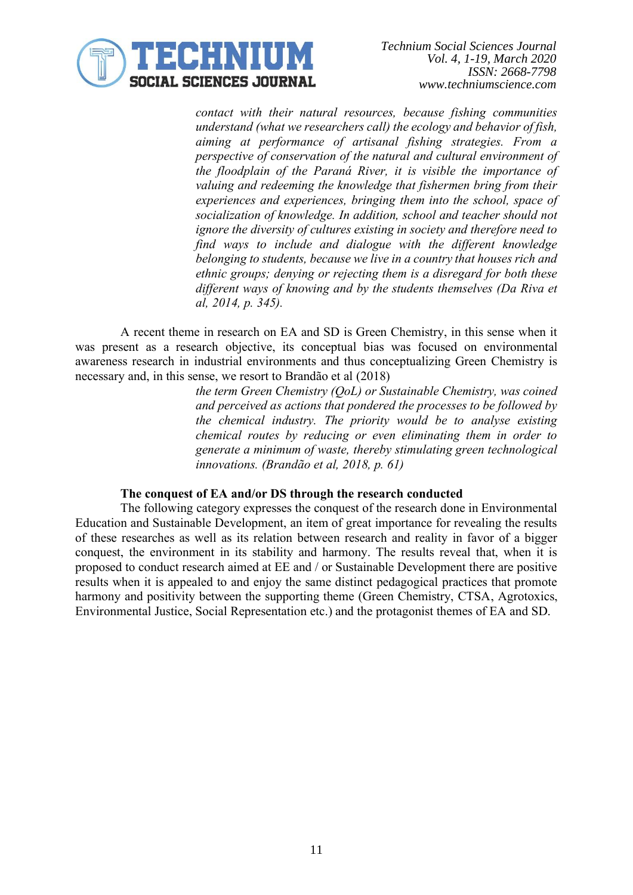> *contact with their natural resources, because fishing communities understand (what we researchers call) the ecology and behavior of fish, aiming at performance of artisanal fishing strategies. From a perspective of conservation of the natural and cultural environment of the floodplain of the Paraná River, it is visible the importance of valuing and redeeming the knowledge that fishermen bring from their experiences and experiences, bringing them into the school, space of socialization of knowledge. In addition, school and teacher should not ignore the diversity of cultures existing in society and therefore need to find ways to include and dialogue with the different knowledge belonging to students, because we live in a country that houses rich and ethnic groups; denying or rejecting them is a disregard for both these different ways of knowing and by the students themselves (Da Riva et al, 2014, p. 345).*

A recent theme in research on EA and SD is Green Chemistry, in this sense when it was present as a research objective, its conceptual bias was focused on environmental awareness research in industrial environments and thus conceptualizing Green Chemistry is necessary and, in this sense, we resort to Brandão et al (2018)

> *the term Green Chemistry (QoL) or Sustainable Chemistry, was coined and perceived as actions that pondered the processes to be followed by the chemical industry. The priority would be to analyse existing chemical routes by reducing or even eliminating them in order to generate a minimum of waste, thereby stimulating green technological innovations. (Brandão et al, 2018, p. 61)*

**The conquest of EA and/or DS through the research conducted**

The following category expresses the conquest of the research done in Environmental Education and Sustainable Development, an item of great importance for revealing the results of these researches as well as its relation between research and reality in favor of a bigger conquest, the environment in its stability and harmony. The results reveal that, when it is proposed to conduct research aimed at EE and / or Sustainable Development there are positive results when it is appealed to and enjoy the same distinct pedagogical practices that promote harmony and positivity between the supporting theme (Green Chemistry, CTSA, Agrotoxics, Environmental Justice, Social Representation etc.) and the protagonist themes of EA and SD.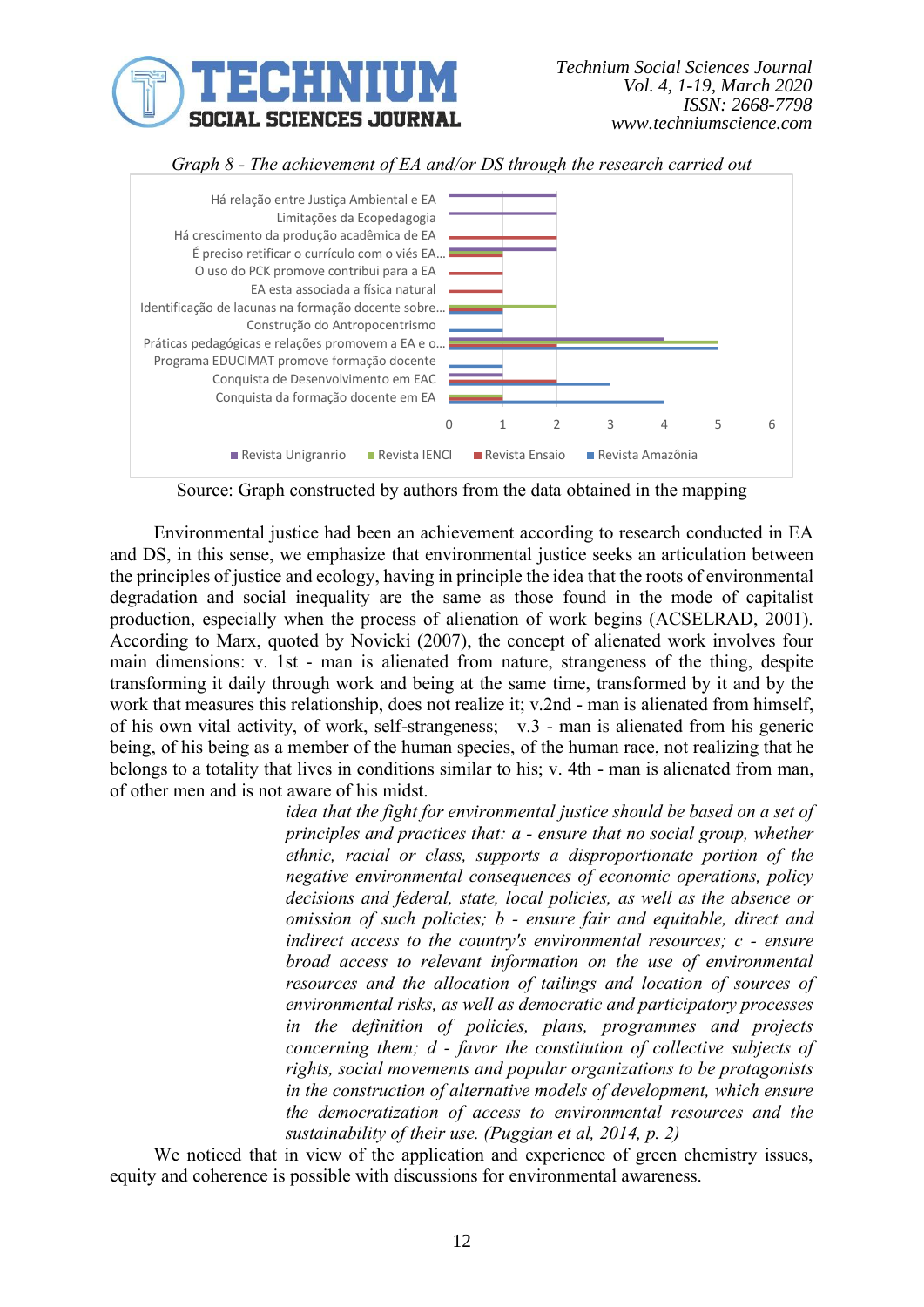*Graph 8 - The achievement of EA and/or DS through the research carried out*

| | Revista Unigranrio | Revista IENCI | Revista Ensaio | Revista Amazônia |
|---|---|---|---|---|
| Há relação entre Justiça Ambiental e EA | 2 | | | |
| Limitações da Ecopedagogia | 2 | | | |
| Há crescimento da produção acadêmica de EA | | | 2 | |
| É preciso retificar o currículo com o viés EA... | 2 | 1 | 1 | |
| O uso do PCK promove contribui para a EA | | | 1 | |
| EA esta associada a física natural | | | 1 | |
| Identificação de lacunas na formação docente sobre... | 1 | 2 | 1 | |
| Construção do Antropocentrismo | | | | 1 |
| Práticas pedagógicas e relações promovem a EA e o... | 4 | 5 | 2 | 5 |
| Programa EDUCIMAT promove formação docente | | | | 1 |
| Conquista de Desenvolvimento em EAC | 1 | | 2 | 3 |
| Conquista da formação docente em EA | 1 | 1 | | 4 |

Source: Graph constructed by authors from the data obtained in the mapping

Environmental justice had been an achievement according to research conducted in EA and DS, in this sense, we emphasize that environmental justice seeks an articulation between the principles of justice and ecology, having in principle the idea that the roots of environmental degradation and social inequality are the same as those found in the mode of capitalist production, especially when the process of alienation of work begins (ACSELRAD, 2001). According to Marx, quoted by Novicki (2007), the concept of alienated work involves four main dimensions: v. 1st - man is alienated from nature, strangeness of the thing, despite transforming it daily through work and being at the same time, transformed by it and by the work that measures this relationship, does not realize it; v.2nd - man is alienated from himself, of his own vital activity, of work, self-strangeness; v.3 - man is alienated from his generic being, of his being as a member of the human species, of the human race, not realizing that he belongs to a totality that lives in conditions similar to his; v. 4th - man is alienated from man, of other men and is not aware of his midst.

> *idea that the fight for environmental justice should be based on a set of principles and practices that: a - ensure that no social group, whether ethnic, racial or class, supports a disproportionate portion of the negative environmental consequences of economic operations, policy decisions and federal, state, local policies, as well as the absence or omission of such policies; b - ensure fair and equitable, direct and indirect access to the country's environmental resources; c - ensure broad access to relevant information on the use of environmental resources and the allocation of tailings and location of sources of environmental risks, as well as democratic and participatory processes in the definition of policies, plans, programmes and projects concerning them; d - favor the constitution of collective subjects of rights, social movements and popular organizations to be protagonists in the construction of alternative models of development, which ensure the democratization of access to environmental resources and the sustainability of their use. (Puggian et al, 2014, p. 2)*

We noticed that in view of the application and experience of green chemistry issues, equity and coherence is possible with discussions for environmental awareness.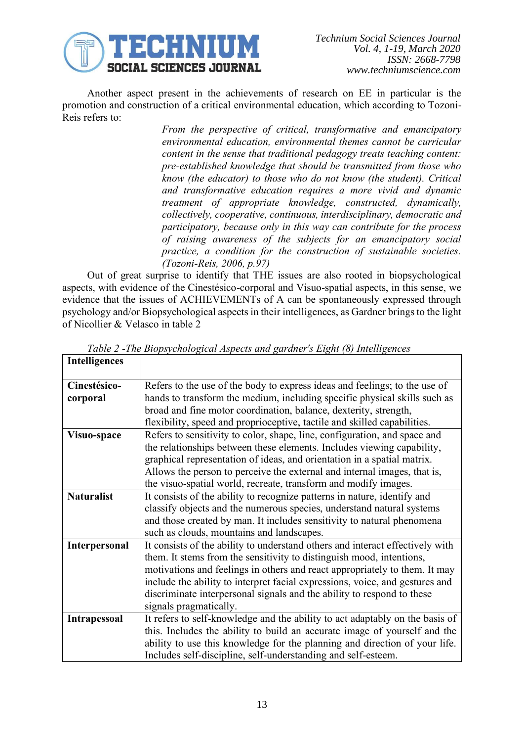Another aspect present in the achievements of research on EE in particular is the promotion and construction of a critical environmental education, which according to Tozoni-Reis refers to:

> *From the perspective of critical, transformative and emancipatory environmental education, environmental themes cannot be curricular content in the sense that traditional pedagogy treats teaching content: pre-established knowledge that should be transmitted from those who know (the educator) to those who do not know (the student). Critical and transformative education requires a more vivid and dynamic treatment of appropriate knowledge, constructed, dynamically, collectively, cooperative, continuous, interdisciplinary, democratic and participatory, because only in this way can contribute for the process of raising awareness of the subjects for an emancipatory social practice, a condition for the construction of sustainable societies. (Tozoni-Reis, 2006, p.97)*

Out of great surprise to identify that THE issues are also rooted in biopsychological aspects, with evidence of the Cinestésico-corporal and Visuo-spatial aspects, in this sense, we evidence that the issues of ACHIEVEMENTs of A can be spontaneously expressed through psychology and/or Biopsychological aspects in their intelligences, as Gardner brings to the light of Nicollier & Velasco in table 2

*Table 2 -The Biopsychological Aspects and gardner's Eight (8) Intelligences*

| **Intelligences** | |
|---|---|
| **Cinestésico-corporal** | Refers to the use of the body to express ideas and feelings; to the use of hands to transform the medium, including specific physical skills such as broad and fine motor coordination, balance, dexterity, strength, flexibility, speed and proprioceptive, tactile and skilled capabilities. |
| **Visuo-space** | Refers to sensitivity to color, shape, line, configuration, and space and the relationships between these elements. Includes viewing capability, graphical representation of ideas, and orientation in a spatial matrix. Allows the person to perceive the external and internal images, that is, the visuo-spatial world, recreate, transform and modify images. |
| **Naturalist** | It consists of the ability to recognize patterns in nature, identify and classify objects and the numerous species, understand natural systems and those created by man. It includes sensitivity to natural phenomena such as clouds, mountains and landscapes. |
| **Interpersonal** | It consists of the ability to understand others and interact effectively with them. It stems from the sensitivity to distinguish mood, intentions, motivations and feelings in others and react appropriately to them. It may include the ability to interpret facial expressions, voice, and gestures and discriminate interpersonal signals and the ability to respond to these signals pragmatically. |
| **Intrapessoal** | It refers to self-knowledge and the ability to act adaptably on the basis of this. Includes the ability to build an accurate image of yourself and the ability to use this knowledge for the planning and direction of your life. Includes self-discipline, self-understanding and self-esteem. |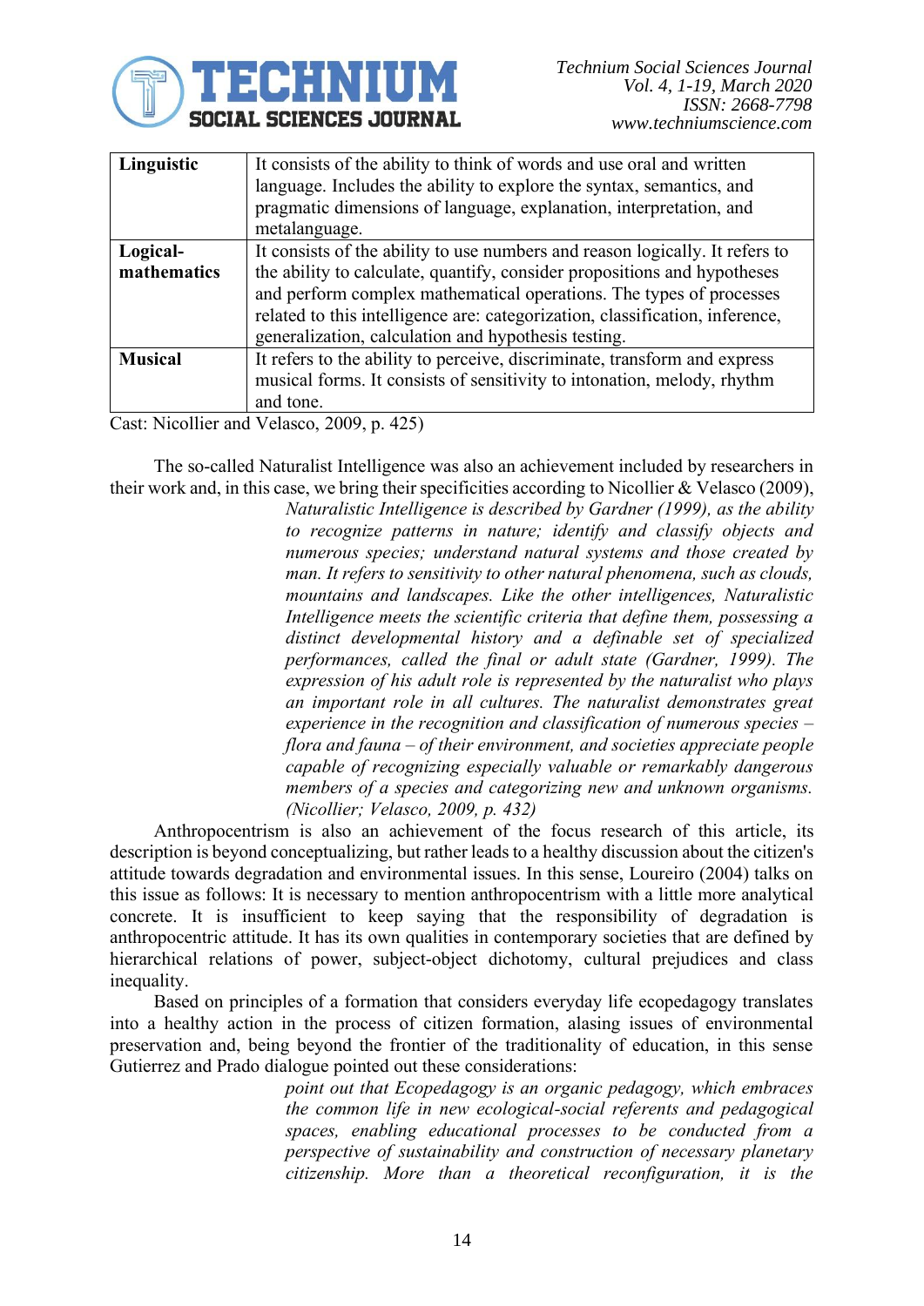| Linguistic | It consists of the ability to think of words and use oral and written language. Includes the ability to explore the syntax, semantics, and pragmatic dimensions of language, explanation, interpretation, and metalanguage. |
|---|---|
| Logical-mathematics | It consists of the ability to use numbers and reason logically. It refers to the ability to calculate, quantify, consider propositions and hypotheses and perform complex mathematical operations. The types of processes related to this intelligence are: categorization, classification, inference, generalization, calculation and hypothesis testing. |
| Musical | It refers to the ability to perceive, discriminate, transform and express musical forms. It consists of sensitivity to intonation, melody, rhythm and tone. |

Cast: Nicollier and Velasco, 2009, p. 425)

The so-called Naturalist Intelligence was also an achievement included by researchers in their work and, in this case, we bring their specificities according to Nicollier & Velasco (2009),

> *Naturalistic Intelligence is described by Gardner (1999), as the ability to recognize patterns in nature; identify and classify objects and numerous species; understand natural systems and those created by man. It refers to sensitivity to other natural phenomena, such as clouds, mountains and landscapes. Like the other intelligences, Naturalistic Intelligence meets the scientific criteria that define them, possessing a distinct developmental history and a definable set of specialized performances, called the final or adult state (Gardner, 1999). The expression of his adult role is represented by the naturalist who plays an important role in all cultures. The naturalist demonstrates great experience in the recognition and classification of numerous species – flora and fauna – of their environment, and societies appreciate people capable of recognizing especially valuable or remarkably dangerous members of a species and categorizing new and unknown organisms. (Nicollier; Velasco, 2009, p. 432)*

Anthropocentrism is also an achievement of the focus research of this article, its description is beyond conceptualizing, but rather leads to a healthy discussion about the citizen's attitude towards degradation and environmental issues. In this sense, Loureiro (2004) talks on this issue as follows: It is necessary to mention anthropocentrism with a little more analytical concrete. It is insufficient to keep saying that the responsibility of degradation is anthropocentric attitude. It has its own qualities in contemporary societies that are defined by hierarchical relations of power, subject-object dichotomy, cultural prejudices and class inequality.

Based on principles of a formation that considers everyday life ecopedagogy translates into a healthy action in the process of citizen formation, alasing issues of environmental preservation and, being beyond the frontier of the traditionality of education, in this sense Gutierrez and Prado dialogue pointed out these considerations:

> *point out that Ecopedagogy is an organic pedagogy, which embraces the common life in new ecological-social referents and pedagogical spaces, enabling educational processes to be conducted from a perspective of sustainability and construction of necessary planetary citizenship. More than a theoretical reconfiguration, it is the*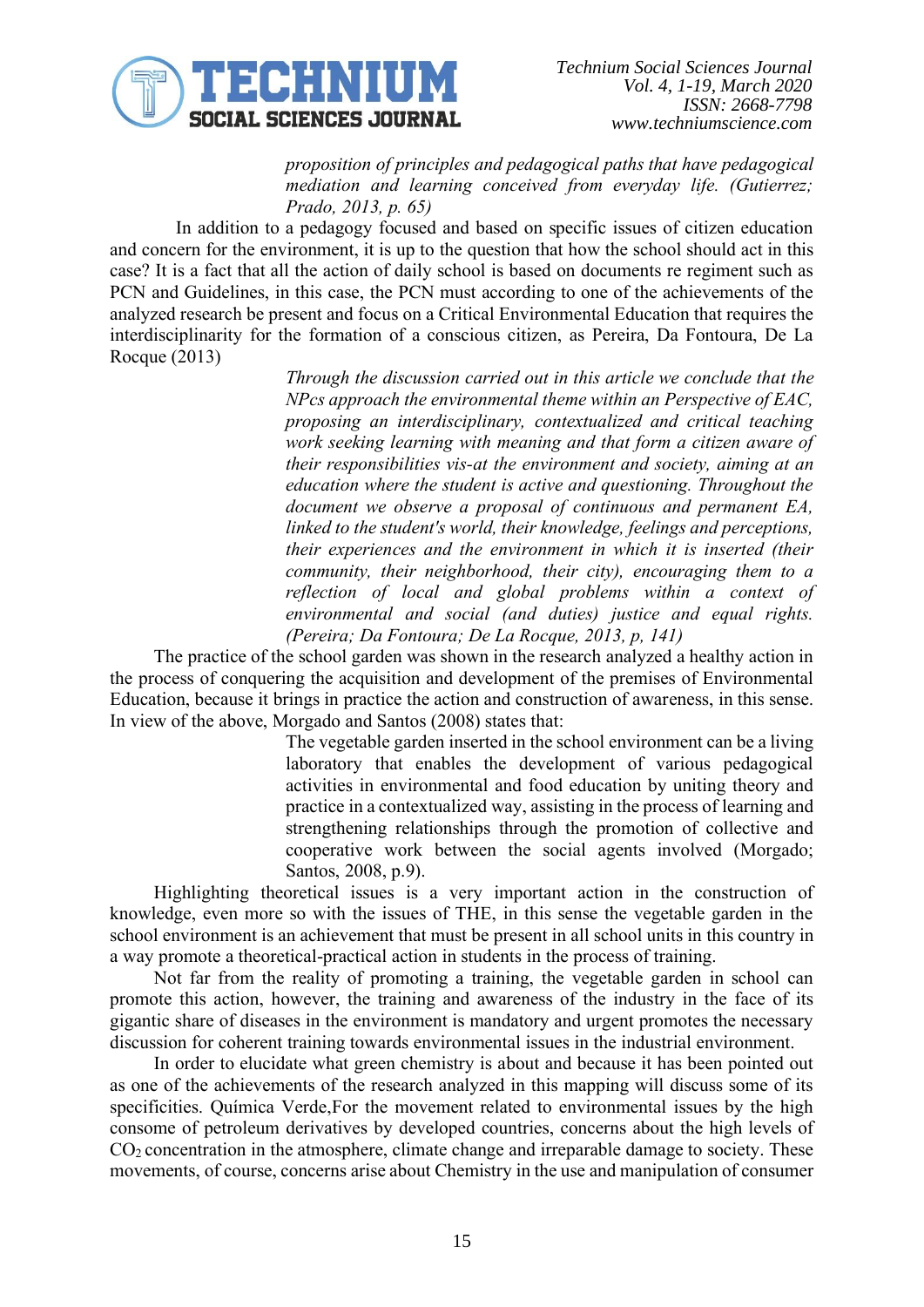> *proposition of principles and pedagogical paths that have pedagogical mediation and learning conceived from everyday life. (Gutierrez; Prado, 2013, p. 65)*

In addition to a pedagogy focused and based on specific issues of citizen education and concern for the environment, it is up to the question that how the school should act in this case? It is a fact that all the action of daily school is based on documents re regiment such as PCN and Guidelines, in this case, the PCN must according to one of the achievements of the analyzed research be present and focus on a Critical Environmental Education that requires the interdisciplinarity for the formation of a conscious citizen, as Pereira, Da Fontoura, De La Rocque (2013)

> *Through the discussion carried out in this article we conclude that the NPcs approach the environmental theme within an Perspective of EAC, proposing an interdisciplinary, contextualized and critical teaching work seeking learning with meaning and that form a citizen aware of their responsibilities vis-at the environment and society, aiming at an education where the student is active and questioning. Throughout the document we observe a proposal of continuous and permanent EA, linked to the student's world, their knowledge, feelings and perceptions, their experiences and the environment in which it is inserted (their community, their neighborhood, their city), encouraging them to a reflection of local and global problems within a context of environmental and social (and duties) justice and equal rights. (Pereira; Da Fontoura; De La Rocque, 2013, p, 141)*

The practice of the school garden was shown in the research analyzed a healthy action in the process of conquering the acquisition and development of the premises of Environmental Education, because it brings in practice the action and construction of awareness, in this sense. In view of the above, Morgado and Santos (2008) states that:

> The vegetable garden inserted in the school environment can be a living laboratory that enables the development of various pedagogical activities in environmental and food education by uniting theory and practice in a contextualized way, assisting in the process of learning and strengthening relationships through the promotion of collective and cooperative work between the social agents involved (Morgado; Santos, 2008, p.9).

Highlighting theoretical issues is a very important action in the construction of knowledge, even more so with the issues of THE, in this sense the vegetable garden in the school environment is an achievement that must be present in all school units in this country in a way promote a theoretical-practical action in students in the process of training.

Not far from the reality of promoting a training, the vegetable garden in school can promote this action, however, the training and awareness of the industry in the face of its gigantic share of diseases in the environment is mandatory and urgent promotes the necessary discussion for coherent training towards environmental issues in the industrial environment.

In order to elucidate what green chemistry is about and because it has been pointed out as one of the achievements of the research analyzed in this mapping will discuss some of its specificities. Química Verde,For the movement related to environmental issues by the high consome of petroleum derivatives by developed countries, concerns about the high levels of $CO_2$ concentration in the atmosphere, climate change and irreparable damage to society. These movements, of course, concerns arise about Chemistry in the use and manipulation of consumer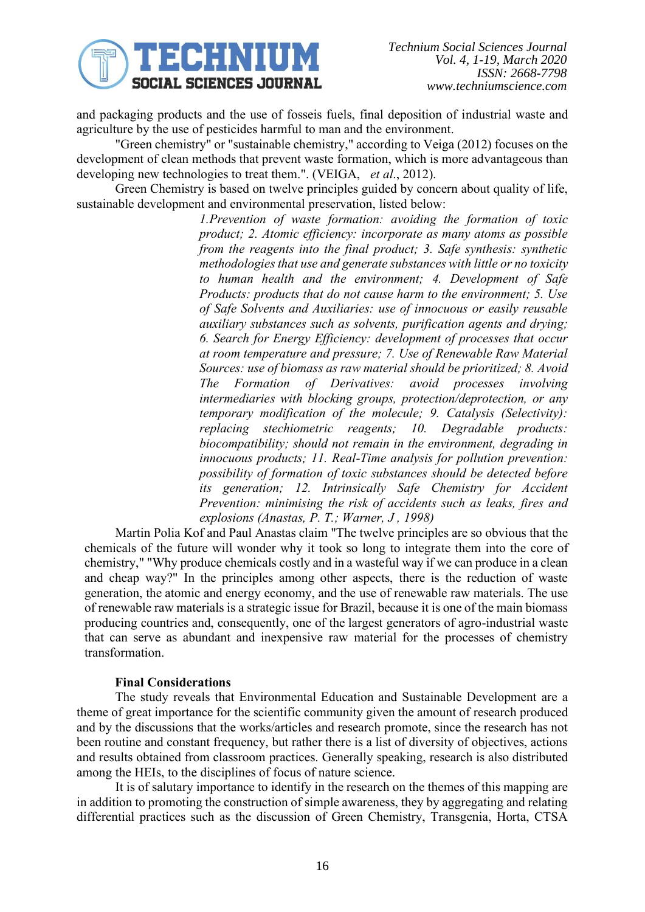and packaging products and the use of fosseis fuels, final deposition of industrial waste and agriculture by the use of pesticides harmful to man and the environment.

"Green chemistry" or "sustainable chemistry," according to Veiga (2012) focuses on the development of clean methods that prevent waste formation, which is more advantageous than developing new technologies to treat them.". (VEIGA, *et al*., 2012).

Green Chemistry is based on twelve principles guided by concern about quality of life, sustainable development and environmental preservation, listed below:

> *1.Prevention of waste formation: avoiding the formation of toxic product; 2. Atomic efficiency: incorporate as many atoms as possible from the reagents into the final product; 3. Safe synthesis: synthetic methodologies that use and generate substances with little or no toxicity to human health and the environment; 4. Development of Safe Products: products that do not cause harm to the environment; 5. Use of Safe Solvents and Auxiliaries: use of innocuous or easily reusable auxiliary substances such as solvents, purification agents and drying; 6. Search for Energy Efficiency: development of processes that occur at room temperature and pressure; 7. Use of Renewable Raw Material Sources: use of biomass as raw material should be prioritized; 8. Avoid The Formation of Derivatives: avoid processes involving intermediaries with blocking groups, protection/deprotection, or any temporary modification of the molecule; 9. Catalysis (Selectivity): replacing stechiometric reagents; 10. Degradable products: biocompatibility; should not remain in the environment, degrading in innocuous products; 11. Real-Time analysis for pollution prevention: possibility of formation of toxic substances should be detected before its generation; 12. Intrinsically Safe Chemistry for Accident Prevention: minimising the risk of accidents such as leaks, fires and explosions (Anastas, P. T.; Warner, J , 1998)*

Martin Polia Kof and Paul Anastas claim "The twelve principles are so obvious that the chemicals of the future will wonder why it took so long to integrate them into the core of chemistry," "Why produce chemicals costly and in a wasteful way if we can produce in a clean and cheap way?" In the principles among other aspects, there is the reduction of waste generation, the atomic and energy economy, and the use of renewable raw materials. The use of renewable raw materials is a strategic issue for Brazil, because it is one of the main biomass producing countries and, consequently, one of the largest generators of agro-industrial waste that can serve as abundant and inexpensive raw material for the processes of chemistry transformation.

## Final Considerations

The study reveals that Environmental Education and Sustainable Development are a theme of great importance for the scientific community given the amount of research produced and by the discussions that the works/articles and research promote, since the research has not been routine and constant frequency, but rather there is a list of diversity of objectives, actions and results obtained from classroom practices. Generally speaking, research is also distributed among the HEIs, to the disciplines of focus of nature science.

It is of salutary importance to identify in the research on the themes of this mapping are in addition to promoting the construction of simple awareness, they by aggregating and relating differential practices such as the discussion of Green Chemistry, Transgenia, Horta, CTSA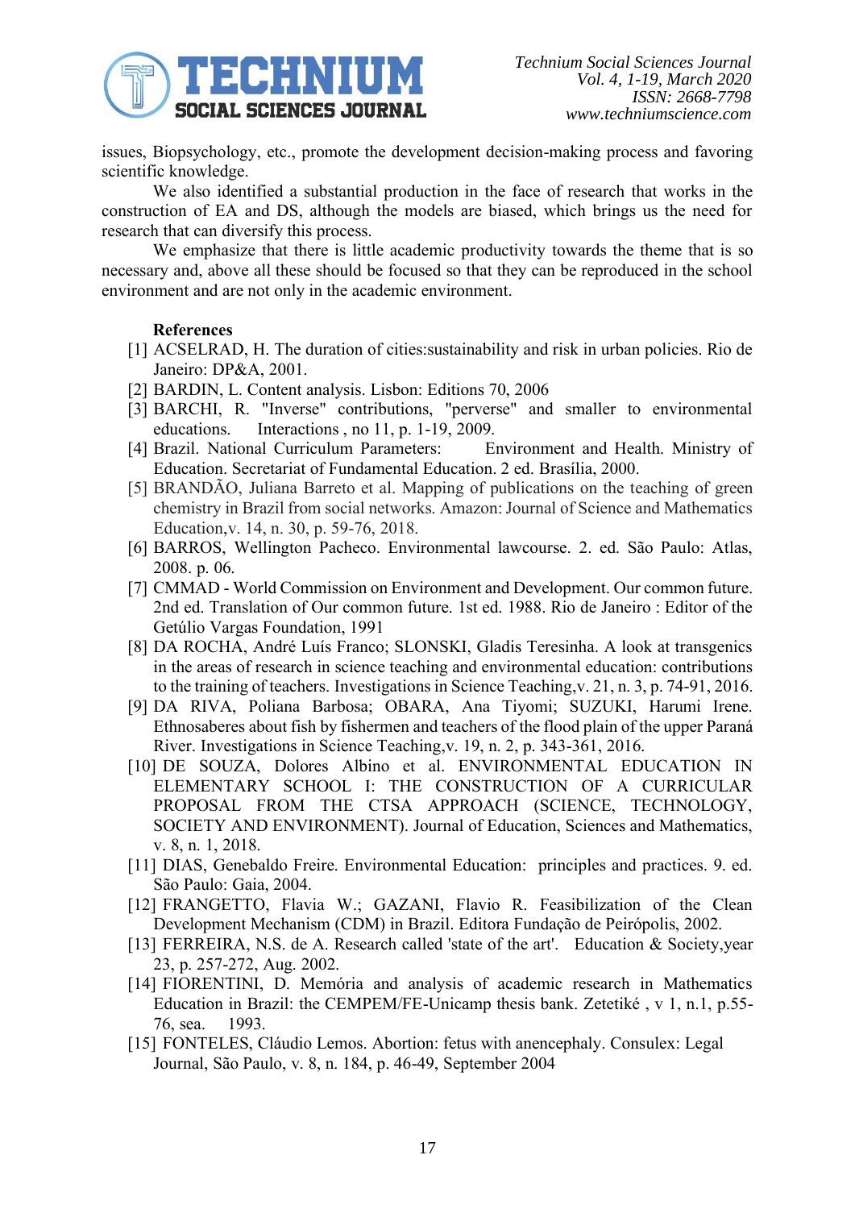issues, Biopsychology, etc., promote the development decision-making process and favoring scientific knowledge.

We also identified a substantial production in the face of research that works in the construction of EA and DS, although the models are biased, which brings us the need for research that can diversify this process.

We emphasize that there is little academic productivity towards the theme that is so necessary and, above all these should be focused so that they can be reproduced in the school environment and are not only in the academic environment.

**References**

[1] ACSELRAD, H. The duration of cities:sustainability and risk in urban policies. Rio de Janeiro: DP&A, 2001.

[2] BARDIN, L. Content analysis. Lisbon: Editions 70, 2006

[3] BARCHI, R. "Inverse" contributions, "perverse" and smaller to environmental educations. Interactions , no 11, p. 1-19, 2009.

[4] Brazil. National Curriculum Parameters: Environment and Health. Ministry of Education. Secretariat of Fundamental Education. 2 ed. Brasília, 2000.

[5] BRANDÃO, Juliana Barreto et al. Mapping of publications on the teaching of green chemistry in Brazil from social networks. Amazon: Journal of Science and Mathematics Education,v. 14, n. 30, p. 59-76, 2018.

[6] BARROS, Wellington Pacheco. Environmental lawcourse. 2. ed. São Paulo: Atlas, 2008. p. 06.

[7] CMMAD - World Commission on Environment and Development. Our common future. 2nd ed. Translation of Our common future. 1st ed. 1988. Rio de Janeiro : Editor of the Getúlio Vargas Foundation, 1991

[8] DA ROCHA, André Luís Franco; SLONSKI, Gladis Teresinha. A look at transgenics in the areas of research in science teaching and environmental education: contributions to the training of teachers. Investigations in Science Teaching,v. 21, n. 3, p. 74-91, 2016.

[9] DA RIVA, Poliana Barbosa; OBARA, Ana Tiyomi; SUZUKI, Harumi Irene. Ethnosaberes about fish by fishermen and teachers of the flood plain of the upper Paraná River. Investigations in Science Teaching,v. 19, n. 2, p. 343-361, 2016.

[10] DE SOUZA, Dolores Albino et al. ENVIRONMENTAL EDUCATION IN ELEMENTARY SCHOOL I: THE CONSTRUCTION OF A CURRICULAR PROPOSAL FROM THE CTSA APPROACH (SCIENCE, TECHNOLOGY, SOCIETY AND ENVIRONMENT). Journal of Education, Sciences and Mathematics, v. 8, n. 1, 2018.

[11] DIAS, Genebaldo Freire. Environmental Education: principles and practices. 9. ed. São Paulo: Gaia, 2004.

[12] FRANGETTO, Flavia W.; GAZANI, Flavio R. Feasibilization of the Clean Development Mechanism (CDM) in Brazil. Editora Fundação de Peirópolis, 2002.

[13] FERREIRA, N.S. de A. Research called 'state of the art'. Education & Society,year 23, p. 257-272, Aug. 2002.

[14] FIORENTINI, D. Memória and analysis of academic research in Mathematics Education in Brazil: the CEMPEM/FE-Unicamp thesis bank. Zetetiké , v 1, n.1, p.55-76, sea. 1993.

[15] FONTELES, Cláudio Lemos. Abortion: fetus with anencephaly. Consulex: Legal Journal, São Paulo, v. 8, n. 184, p. 46-49, September 2004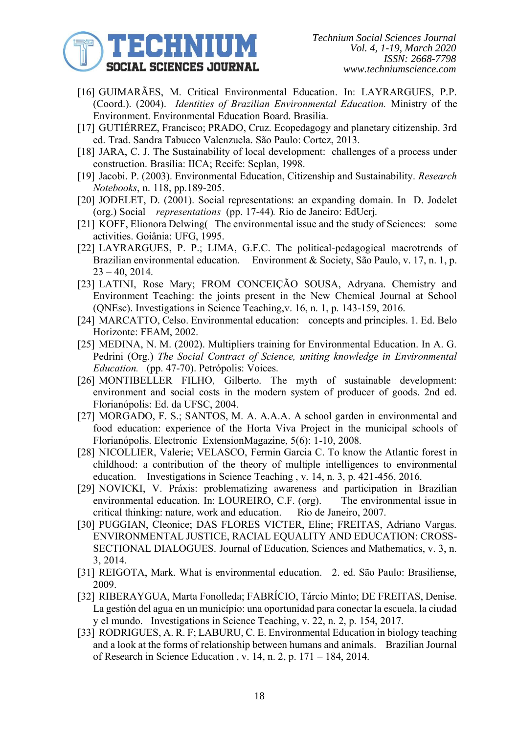[16] GUIMARÃES, M. Critical Environmental Education. In: LAYRARGUES, P.P. (Coord.). (2004). *Identities of Brazilian Environmental Education.* Ministry of the Environment. Environmental Education Board. Brasilia.

[17] GUTIÉRREZ, Francisco; PRADO, Cruz. Ecopedagogy and planetary citizenship. 3rd ed. Trad. Sandra Tabucco Valenzuela. São Paulo: Cortez, 2013.

[18] JARA, C. J. The Sustainability of local development: challenges of a process under construction. Brasília: IICA; Recife: Seplan, 1998.

[19] Jacobi. P. (2003). Environmental Education, Citizenship and Sustainability. *Research Notebooks*, n. 118, pp.189-205.

[20] JODELET, D. (2001). Social representations: an expanding domain. In D. Jodelet (org.) Social *representations* (pp. 17-44)*.* Rio de Janeiro: EdUerj.

[21] KOFF, Elionora Delwing( The environmental issue and the study of Sciences: some activities. Goiânia: UFG, 1995.

[22] LAYRARGUES, P. P.; LIMA, G.F.C. The political-pedagogical macrotrends of Brazilian environmental education. Environment & Society, São Paulo, v. 17, n. 1, p. 23 – 40, 2014.

[23] LATINI, Rose Mary; FROM CONCEIÇÃO SOUSA, Adryana. Chemistry and Environment Teaching: the joints present in the New Chemical Journal at School (QNEsc). Investigations in Science Teaching,v. 16, n. 1, p. 143-159, 2016.

[24] MARCATTO, Celso. Environmental education: concepts and principles. 1. Ed. Belo Horizonte: FEAM, 2002.

[25] MEDINA, N. M. (2002). Multipliers training for Environmental Education. In A. G. Pedrini (Org.) *The Social Contract of Science, uniting knowledge in Environmental Education.* (pp. 47-70). Petrópolis: Voices.

[26] MONTIBELLER FILHO, Gilberto. The myth of sustainable development: environment and social costs in the modern system of producer of goods. 2nd ed. Florianópolis: Ed. da UFSC, 2004.

[27] MORGADO, F. S.; SANTOS, M. A. A.A.A. A school garden in environmental and food education: experience of the Horta Viva Project in the municipal schools of Florianópolis. Electronic ExtensionMagazine, 5(6): 1-10, 2008.

[28] NICOLLIER, Valerie; VELASCO, Fermin Garcia C. To know the Atlantic forest in childhood: a contribution of the theory of multiple intelligences to environmental education. Investigations in Science Teaching , v. 14, n. 3, p. 421-456, 2016.

[29] NOVICKI, V. Práxis: problematizing awareness and participation in Brazilian environmental education. In: LOUREIRO, C.F. (org). The environmental issue in critical thinking: nature, work and education. Rio de Janeiro, 2007.

[30] PUGGIAN, Cleonice; DAS FLORES VICTER, Eline; FREITAS, Adriano Vargas. ENVIRONMENTAL JUSTICE, RACIAL EQUALITY AND EDUCATION: CROSS-SECTIONAL DIALOGUES. Journal of Education, Sciences and Mathematics, v. 3, n. 3, 2014.

[31] REIGOTA, Mark. What is environmental education. 2. ed. São Paulo: Brasiliense, 2009.

[32] RIBERAYGUA, Marta Fonolleda; FABRÍCIO, Tárcio Minto; DE FREITAS, Denise. La gestión del agua en un município: una oportunidad para conectar la escuela, la ciudad y el mundo. Investigations in Science Teaching, v. 22, n. 2, p. 154, 2017.

[33] RODRIGUES, A. R. F; LABURU, C. E. Environmental Education in biology teaching and a look at the forms of relationship between humans and animals. Brazilian Journal of Research in Science Education , v. 14, n. 2, p. 171 – 184, 2014.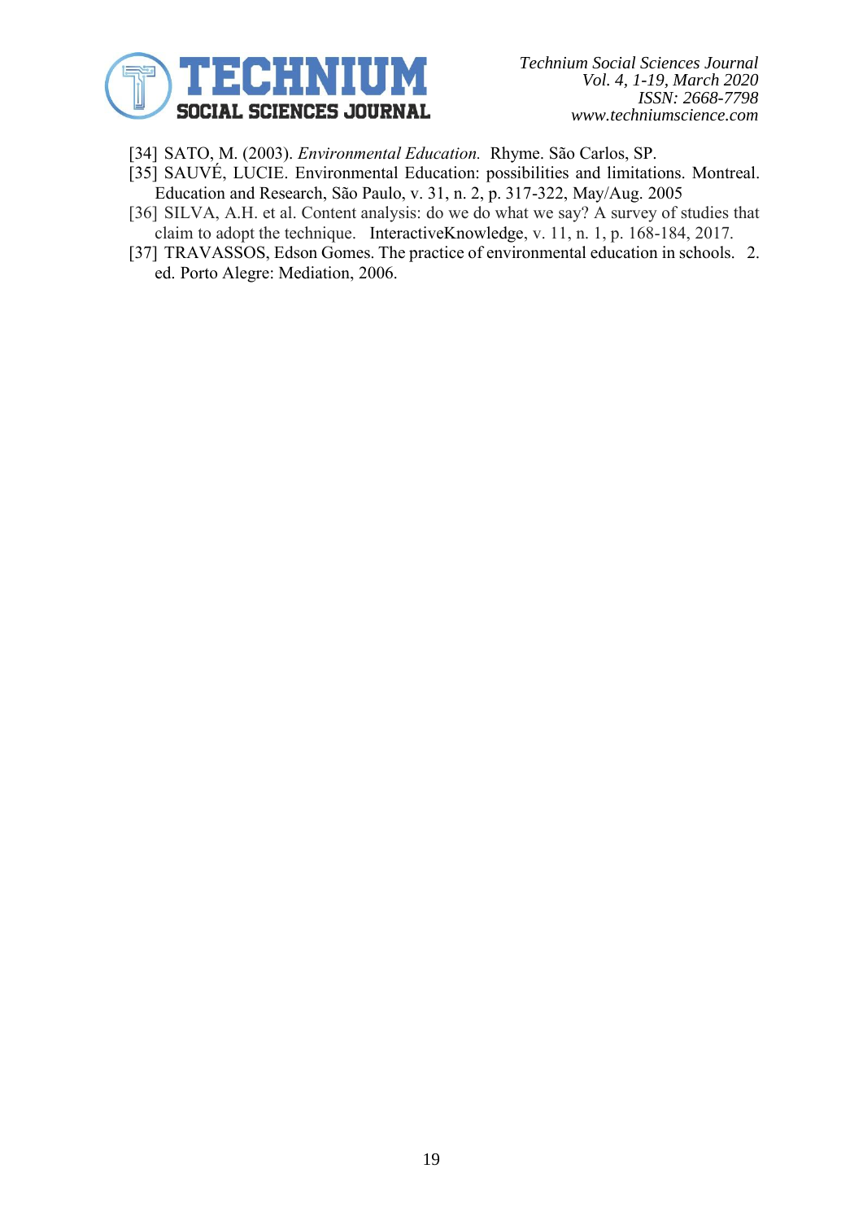[34] SATO, M. (2003). *Environmental Education.* Rhyme. São Carlos, SP.

[35] SAUVÉ, LUCIE. Environmental Education: possibilities and limitations. Montreal. Education and Research, São Paulo, v. 31, n. 2, p. 317-322, May/Aug. 2005

[36] SILVA, A.H. et al. Content analysis: do we do what we say? A survey of studies that claim to adopt the technique. InteractiveKnowledge, v. 11, n. 1, p. 168-184, 2017.

[37] TRAVASSOS, Edson Gomes. The practice of environmental education in schools. 2. ed. Porto Alegre: Mediation, 2006.